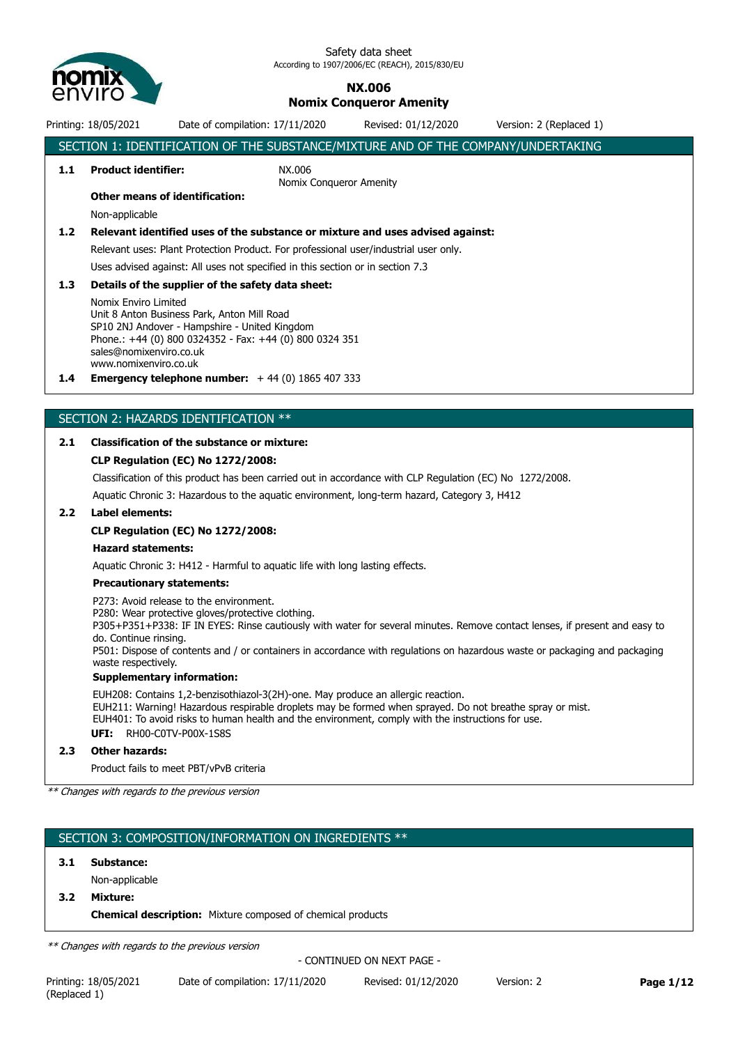Safety data sheet
According to 1907/2006/EC (REACH), 2015/830/EU

# NX.006
# Nomix Conqueror Amenity

Printing: 18/05/2021 | Date of compilation: 17/11/2020 | Revised: 01/12/2020 | Version: 2 (Replaced 1)

## SECTION 1: IDENTIFICATION OF THE SUBSTANCE/MIXTURE AND OF THE COMPANY/UNDERTAKING

**1.1 Product identifier:** NX.006
Nomix Conqueror Amenity

**Other means of identification:**

Non-applicable

**1.2 Relevant identified uses of the substance or mixture and uses advised against:**

Relevant uses: Plant Protection Product. For professional user/industrial user only.

Uses advised against: All uses not specified in this section or in section 7.3

**1.3 Details of the supplier of the safety data sheet:**

Nomix Enviro Limited
Unit 8 Anton Business Park, Anton Mill Road
SP10 2NJ Andover - Hampshire - United Kingdom
Phone.: +44 (0) 800 0324352 - Fax: +44 (0) 800 0324 351
sales@nomixenviro.co.uk
www.nomixenviro.co.uk

**1.4 Emergency telephone number:** + 44 (0) 1865 407 333

## SECTION 2: HAZARDS IDENTIFICATION **

**2.1 Classification of the substance or mixture:**

**CLP Regulation (EC) No 1272/2008:**

Classification of this product has been carried out in accordance with CLP Regulation (EC) No 1272/2008.

Aquatic Chronic 3: Hazardous to the aquatic environment, long-term hazard, Category 3, H412

**2.2 Label elements:**

**CLP Regulation (EC) No 1272/2008:**

**Hazard statements:**

Aquatic Chronic 3: H412 - Harmful to aquatic life with long lasting effects.

**Precautionary statements:**

P273: Avoid release to the environment.
P280: Wear protective gloves/protective clothing.
P305+P351+P338: IF IN EYES: Rinse cautiously with water for several minutes. Remove contact lenses, if present and easy to do. Continue rinsing.
P501: Dispose of contents and / or containers in accordance with regulations on hazardous waste or packaging and packaging waste respectively.

**Supplementary information:**

EUH208: Contains 1,2-benzisothiazol-3(2H)-one. May produce an allergic reaction.
EUH211: Warning! Hazardous respirable droplets may be formed when sprayed. Do not breathe spray or mist.
EUH401: To avoid risks to human health and the environment, comply with the instructions for use.

**UFI:** RH00-C0TV-P00X-1S8S

**2.3 Other hazards:**

Product fails to meet PBT/vPvB criteria

*** Changes with regards to the previous version*

## SECTION 3: COMPOSITION/INFORMATION ON INGREDIENTS **

**3.1 Substance:**

Non-applicable

**3.2 Mixture:**

**Chemical description:** Mixture composed of chemical products

*** Changes with regards to the previous version*

- CONTINUED ON NEXT PAGE -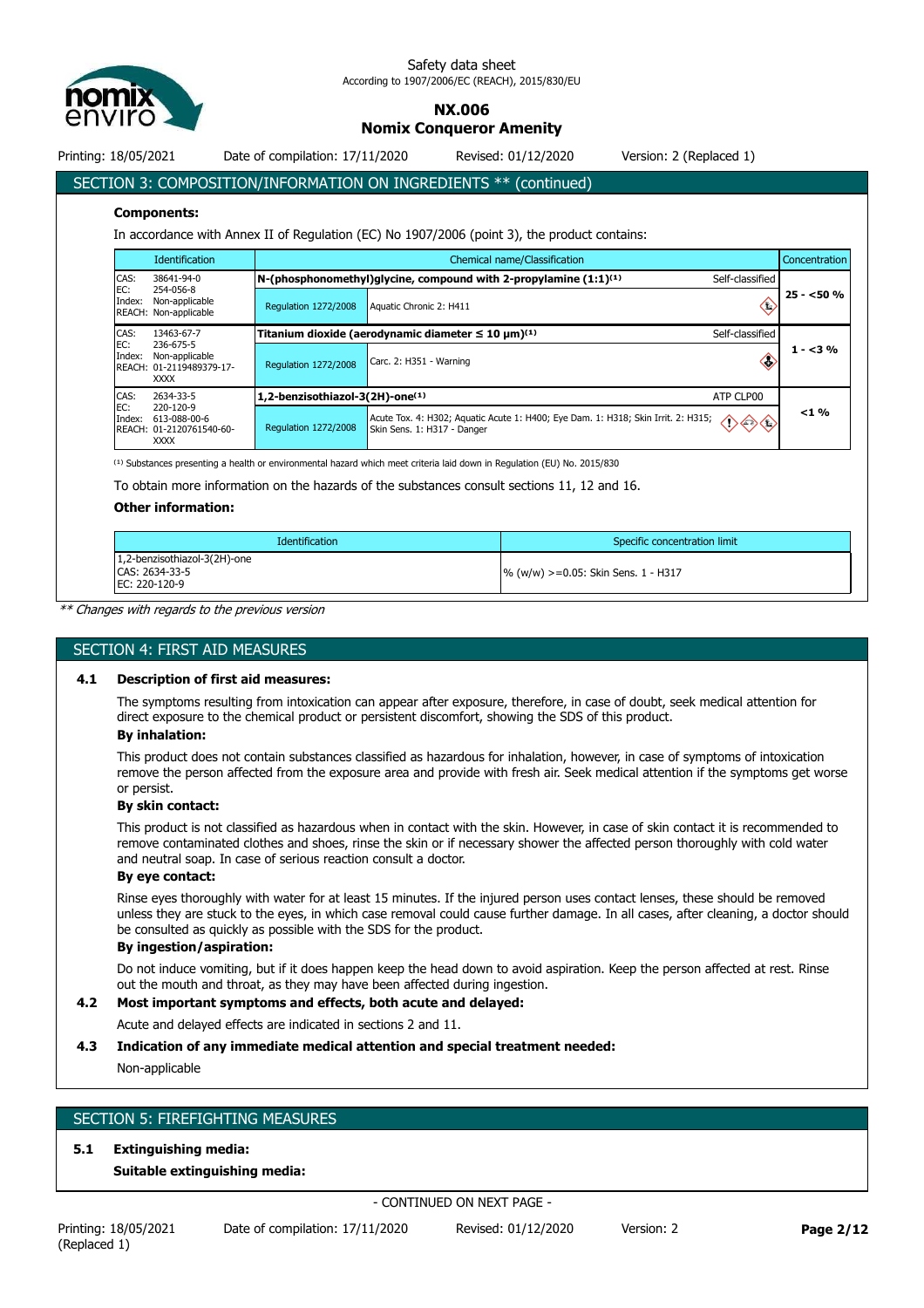## SECTION 3: COMPOSITION/INFORMATION ON INGREDIENTS ** (continued)

**Components:**

In accordance with Annex II of Regulation (EC) No 1907/2006 (point 3), the product contains:

| Identification | Chemical name/Classification | | | Concentration |
|---|---|---|---|---|
| CAS: 38641-94-0<br>EC: 254-056-8<br>Index: Non-applicable<br>REACH: Non-applicable | **N-(phosphonomethyl)glycine, compound with 2-propylamine (1:1)[1]** | | Self-classified | 25 - <50 % |
| | Regulation 1272/2008 | Aquatic Chronic 2: H411 | | |
| CAS: 13463-67-7<br>EC: 236-675-5<br>Index: Non-applicable<br>REACH: 01-2119489379-17-XXXX | **Titanium dioxide (aerodynamic diameter ≤ 10 µm)[1]** | | Self-classified | 1 - <3 % |
| | Regulation 1272/2008 | Carc. 2: H351 - Warning | | |
| CAS: 2634-33-5<br>EC: 220-120-9<br>Index: 613-088-00-6<br>REACH: 01-2120761540-60-XXXX | **1,2-benzisothiazol-3(2H)-one[1]** | | ATP CLP00 | <1 % |
| | Regulation 1272/2008 | Acute Tox. 4: H302; Aquatic Acute 1: H400; Eye Dam. 1: H318; Skin Irrit. 2: H315; Skin Sens. 1: H317 - Danger | | |

[1] Substances presenting a health or environmental hazard which meet criteria laid down in Regulation (EU) No. 2015/830

To obtain more information on the hazards of the substances consult sections 11, 12 and 16.

**Other information:**

| Identification | Specific concentration limit |
|---|---|
| 1,2-benzisothiazol-3(2H)-one<br>CAS: 2634-33-5<br>EC: 220-120-9 | % (w/w) >=0.05: Skin Sens. 1 - H317 |

*** Changes with regards to the previous version*

## SECTION 4: FIRST AID MEASURES

### 4.1 Description of first aid measures:

The symptoms resulting from intoxication can appear after exposure, therefore, in case of doubt, seek medical attention for direct exposure to the chemical product or persistent discomfort, showing the SDS of this product.

**By inhalation:**

This product does not contain substances classified as hazardous for inhalation, however, in case of symptoms of intoxication remove the person affected from the exposure area and provide with fresh air. Seek medical attention if the symptoms get worse or persist.

**By skin contact:**

This product is not classified as hazardous when in contact with the skin. However, in case of skin contact it is recommended to remove contaminated clothes and shoes, rinse the skin or if necessary shower the affected person thoroughly with cold water and neutral soap. In case of serious reaction consult a doctor.

**By eye contact:**

Rinse eyes thoroughly with water for at least 15 minutes. If the injured person uses contact lenses, these should be removed unless they are stuck to the eyes, in which case removal could cause further damage. In all cases, after cleaning, a doctor should be consulted as quickly as possible with the SDS for the product.

**By ingestion/aspiration:**

Do not induce vomiting, but if it does happen keep the head down to avoid aspiration. Keep the person affected at rest. Rinse out the mouth and throat, as they may have been affected during ingestion.

### 4.2 Most important symptoms and effects, both acute and delayed:

Acute and delayed effects are indicated in sections 2 and 11.

### 4.3 Indication of any immediate medical attention and special treatment needed:

Non-applicable

## SECTION 5: FIREFIGHTING MEASURES

### 5.1 Extinguishing media:

**Suitable extinguishing media:**

- CONTINUED ON NEXT PAGE -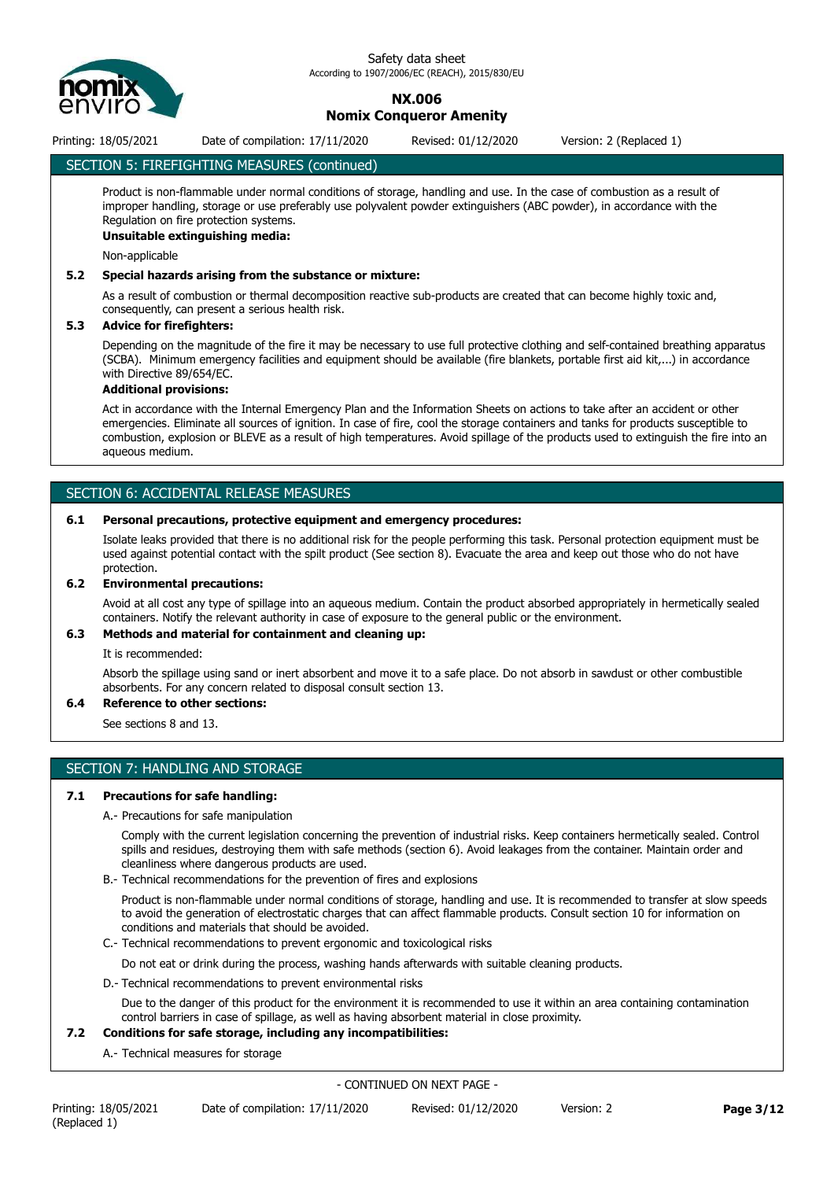## SECTION 5: FIREFIGHTING MEASURES (continued)

Product is non-flammable under normal conditions of storage, handling and use. In the case of combustion as a result of improper handling, storage or use preferably use polyvalent powder extinguishers (ABC powder), in accordance with the Regulation on fire protection systems.

**Unsuitable extinguishing media:**

Non-applicable

### 5.2 Special hazards arising from the substance or mixture:

As a result of combustion or thermal decomposition reactive sub-products are created that can become highly toxic and, consequently, can present a serious health risk.

### 5.3 Advice for firefighters:

Depending on the magnitude of the fire it may be necessary to use full protective clothing and self-contained breathing apparatus (SCBA). Minimum emergency facilities and equipment should be available (fire blankets, portable first aid kit,...) in accordance with Directive 89/654/EC.

**Additional provisions:**

Act in accordance with the Internal Emergency Plan and the Information Sheets on actions to take after an accident or other emergencies. Eliminate all sources of ignition. In case of fire, cool the storage containers and tanks for products susceptible to combustion, explosion or BLEVE as a result of high temperatures. Avoid spillage of the products used to extinguish the fire into an aqueous medium.

## SECTION 6: ACCIDENTAL RELEASE MEASURES

### 6.1 Personal precautions, protective equipment and emergency procedures:

Isolate leaks provided that there is no additional risk for the people performing this task. Personal protection equipment must be used against potential contact with the spilt product (See section 8). Evacuate the area and keep out those who do not have protection.

### 6.2 Environmental precautions:

Avoid at all cost any type of spillage into an aqueous medium. Contain the product absorbed appropriately in hermetically sealed containers. Notify the relevant authority in case of exposure to the general public or the environment.

### 6.3 Methods and material for containment and cleaning up:

It is recommended:

Absorb the spillage using sand or inert absorbent and move it to a safe place. Do not absorb in sawdust or other combustible absorbents. For any concern related to disposal consult section 13.

### 6.4 Reference to other sections:

See sections 8 and 13.

## SECTION 7: HANDLING AND STORAGE

### 7.1 Precautions for safe handling:

A.- Precautions for safe manipulation

Comply with the current legislation concerning the prevention of industrial risks. Keep containers hermetically sealed. Control spills and residues, destroying them with safe methods (section 6). Avoid leakages from the container. Maintain order and cleanliness where dangerous products are used.

B.- Technical recommendations for the prevention of fires and explosions

Product is non-flammable under normal conditions of storage, handling and use. It is recommended to transfer at slow speeds to avoid the generation of electrostatic charges that can affect flammable products. Consult section 10 for information on conditions and materials that should be avoided.

C.- Technical recommendations to prevent ergonomic and toxicological risks

Do not eat or drink during the process, washing hands afterwards with suitable cleaning products.

D.- Technical recommendations to prevent environmental risks

Due to the danger of this product for the environment it is recommended to use it within an area containing contamination control barriers in case of spillage, as well as having absorbent material in close proximity.

### 7.2 Conditions for safe storage, including any incompatibilities:

A.- Technical measures for storage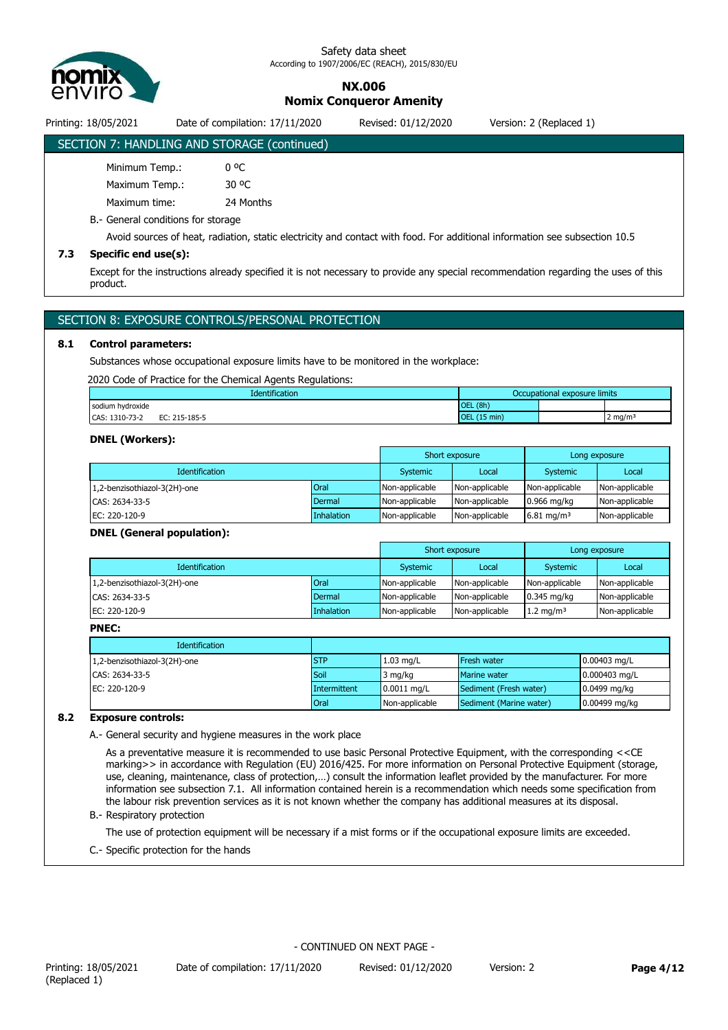## SECTION 7: HANDLING AND STORAGE (continued)

Minimum Temp.: 0 ºC

Maximum Temp.: 30 ºC

Maximum time: 24 Months

B.- General conditions for storage

Avoid sources of heat, radiation, static electricity and contact with food. For additional information see subsection 10.5

### 7.3 Specific end use(s):

Except for the instructions already specified it is not necessary to provide any special recommendation regarding the uses of this product.

## SECTION 8: EXPOSURE CONTROLS/PERSONAL PROTECTION

### 8.1 Control parameters:

Substances whose occupational exposure limits have to be monitored in the workplace:

2020 Code of Practice for the Chemical Agents Regulations:

| Identification | Occupational exposure limits | | |
|---|---|---|---|
| sodium hydroxide | OEL (8h) | | |
| CAS: 1310-73-2 EC: 215-185-5 | OEL (15 min) | | 2 mg/m³ |

**DNEL (Workers):**

| | | Short exposure | | Long exposure | |
|---|---|---|---|---|---|
| Identification | | Systemic | Local | Systemic | Local |
| 1,2-benzisothiazol-3(2H)-one | Oral | Non-applicable | Non-applicable | Non-applicable | Non-applicable |
| CAS: 2634-33-5 | Dermal | Non-applicable | Non-applicable | 0.966 mg/kg | Non-applicable |
| EC: 220-120-9 | Inhalation | Non-applicable | Non-applicable | 6.81 mg/m³ | Non-applicable |

**DNEL (General population):**

| | | Short exposure | | Long exposure | |
|---|---|---|---|---|---|
| Identification | | Systemic | Local | Systemic | Local |
| 1,2-benzisothiazol-3(2H)-one | Oral | Non-applicable | Non-applicable | Non-applicable | Non-applicable |
| CAS: 2634-33-5 | Dermal | Non-applicable | Non-applicable | 0.345 mg/kg | Non-applicable |
| EC: 220-120-9 | Inhalation | Non-applicable | Non-applicable | 1.2 mg/m³ | Non-applicable |

**PNEC:**

| Identification | | | | |
|---|---|---|---|---|
| 1,2-benzisothiazol-3(2H)-one | STP | 1.03 mg/L | Fresh water | 0.00403 mg/L |
| CAS: 2634-33-5 | Soil | 3 mg/kg | Marine water | 0.000403 mg/L |
| EC: 220-120-9 | Intermittent | 0.0011 mg/L | Sediment (Fresh water) | 0.0499 mg/kg |
| | Oral | Non-applicable | Sediment (Marine water) | 0.00499 mg/kg |

### 8.2 Exposure controls:

A.- General security and hygiene measures in the work place

As a preventative measure it is recommended to use basic Personal Protective Equipment, with the corresponding <<CE marking>> in accordance with Regulation (EU) 2016/425. For more information on Personal Protective Equipment (storage, use, cleaning, maintenance, class of protection,…) consult the information leaflet provided by the manufacturer. For more information see subsection 7.1. All information contained herein is a recommendation which needs some specification from the labour risk prevention services as it is not known whether the company has additional measures at its disposal.

B.- Respiratory protection

The use of protection equipment will be necessary if a mist forms or if the occupational exposure limits are exceeded.

C.- Specific protection for the hands

- CONTINUED ON NEXT PAGE -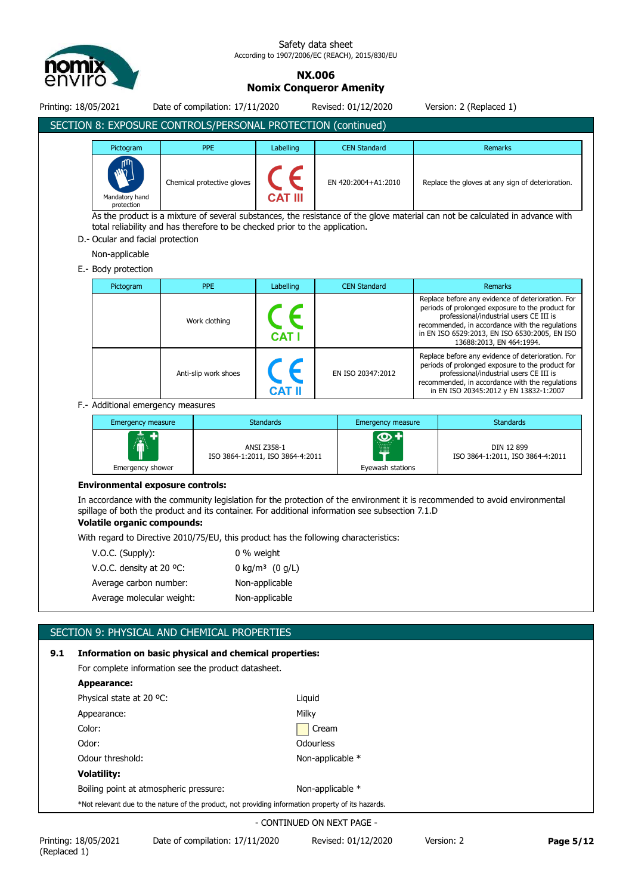## SECTION 8: EXPOSURE CONTROLS/PERSONAL PROTECTION (continued)

| Pictogram | PPE | Labelling | CEN Standard | Remarks |
|---|---|---|---|---|
| Mandatory hand protection | Chemical protective gloves | CE CAT III | EN 420:2004+A1:2010 | Replace the gloves at any sign of deterioration. |

As the product is a mixture of several substances, the resistance of the glove material can not be calculated in advance with total reliability and has therefore to be checked prior to the application.

D.- Ocular and facial protection

Non-applicable

E.- Body protection

| Pictogram | PPE | Labelling | CEN Standard | Remarks |
|---|---|---|---|---|
| | Work clothing | CE CAT I | | Replace before any evidence of deterioration. For periods of prolonged exposure to the product for professional/industrial users CE III is recommended, in accordance with the regulations in EN ISO 6529:2013, EN ISO 6530:2005, EN ISO 13688:2013, EN 464:1994. |
| | Anti-slip work shoes | CE CAT II | EN ISO 20347:2012 | Replace before any evidence of deterioration. For periods of prolonged exposure to the product for professional/industrial users CE III is recommended, in accordance with the regulations in EN ISO 20345:2012 y EN 13832-1:2007 |

F.- Additional emergency measures

| Emergency measure | Standards | Emergency measure | Standards |
|---|---|---|---|
| Emergency shower | ANSI Z358-1<br>ISO 3864-1:2011, ISO 3864-4:2011 | Eyewash stations | DIN 12 899<br>ISO 3864-1:2011, ISO 3864-4:2011 |

**Environmental exposure controls:**

In accordance with the community legislation for the protection of the environment it is recommended to avoid environmental spillage of both the product and its container. For additional information see subsection 7.1.D

**Volatile organic compounds:**

With regard to Directive 2010/75/EU, this product has the following characteristics:

| | |
|---|---|
| V.O.C. (Supply): | 0 % weight |
| V.O.C. density at 20 ºC: | 0 kg/m³ (0 g/L) |
| Average carbon number: | Non-applicable |
| Average molecular weight: | Non-applicable |

## SECTION 9: PHYSICAL AND CHEMICAL PROPERTIES

**9.1 Information on basic physical and chemical properties:**

For complete information see the product datasheet.

**Appearance:**

| | |
|---|---|
| Physical state at 20 ºC: | Liquid |
| Appearance: | Milky |
| Color: | Cream |
| Odor: | Odourless |
| Odour threshold: | Non-applicable * |

**Volatility:**

| | |
|---|---|
| Boiling point at atmospheric pressure: | Non-applicable * |

*Not relevant due to the nature of the product, not providing information property of its hazards.

- CONTINUED ON NEXT PAGE -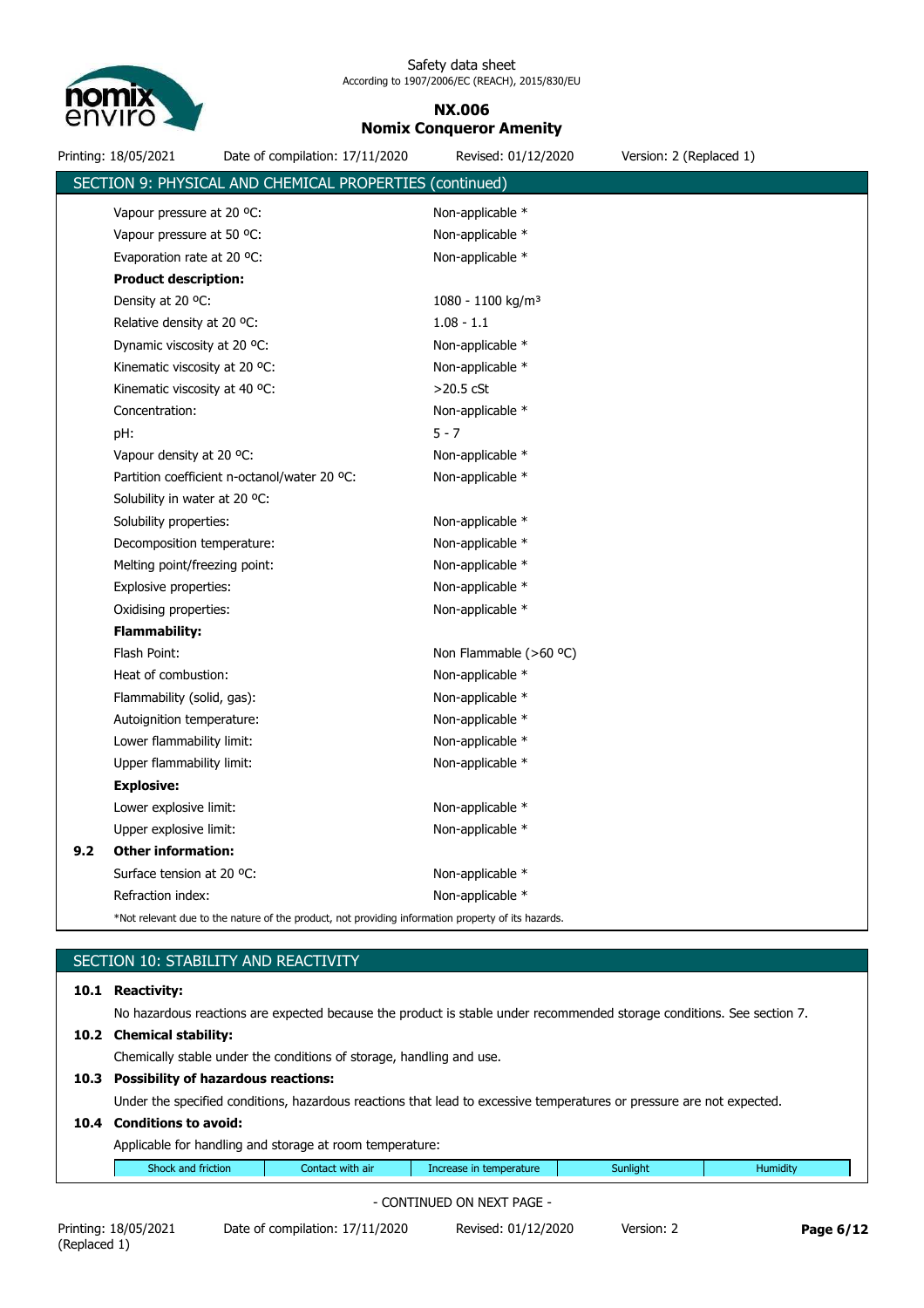## SECTION 9: PHYSICAL AND CHEMICAL PROPERTIES (continued)

| Property | Value |
|---|---|
| Vapour pressure at 20 ºC: | Non-applicable * |
| Vapour pressure at 50 ºC: | Non-applicable * |
| Evaporation rate at 20 ºC: | Non-applicable * |
| **Product description:** | |
| Density at 20 ºC: | 1080 - 1100 kg/m³ |
| Relative density at 20 ºC: | 1.08 - 1.1 |
| Dynamic viscosity at 20 ºC: | Non-applicable * |
| Kinematic viscosity at 20 ºC: | Non-applicable * |
| Kinematic viscosity at 40 ºC: | >20.5 cSt |
| Concentration: | Non-applicable * |
| pH: | 5 - 7 |
| Vapour density at 20 ºC: | Non-applicable * |
| Partition coefficient n-octanol/water 20 ºC: | Non-applicable * |
| Solubility in water at 20 ºC: | |
| Solubility properties: | Non-applicable * |
| Decomposition temperature: | Non-applicable * |
| Melting point/freezing point: | Non-applicable * |
| Explosive properties: | Non-applicable * |
| Oxidising properties: | Non-applicable * |
| **Flammability:** | |
| Flash Point: | Non Flammable (>60 ºC) |
| Heat of combustion: | Non-applicable * |
| Flammability (solid, gas): | Non-applicable * |
| Autoignition temperature: | Non-applicable * |
| Lower flammability limit: | Non-applicable * |
| Upper flammability limit: | Non-applicable * |
| **Explosive:** | |
| Lower explosive limit: | Non-applicable * |
| Upper explosive limit: | Non-applicable * |

**9.2 Other information:**

| Property | Value |
|---|---|
| Surface tension at 20 ºC: | Non-applicable * |
| Refraction index: | Non-applicable * |

*Not relevant due to the nature of the product, not providing information property of its hazards.

## SECTION 10: STABILITY AND REACTIVITY

**10.1 Reactivity:**

No hazardous reactions are expected because the product is stable under recommended storage conditions. See section 7.

**10.2 Chemical stability:**

Chemically stable under the conditions of storage, handling and use.

**10.3 Possibility of hazardous reactions:**

Under the specified conditions, hazardous reactions that lead to excessive temperatures or pressure are not expected.

**10.4 Conditions to avoid:**

Applicable for handling and storage at room temperature:

| Shock and friction | Contact with air | Increase in temperature | Sunlight | Humidity |
|---|---|---|---|---|

- CONTINUED ON NEXT PAGE -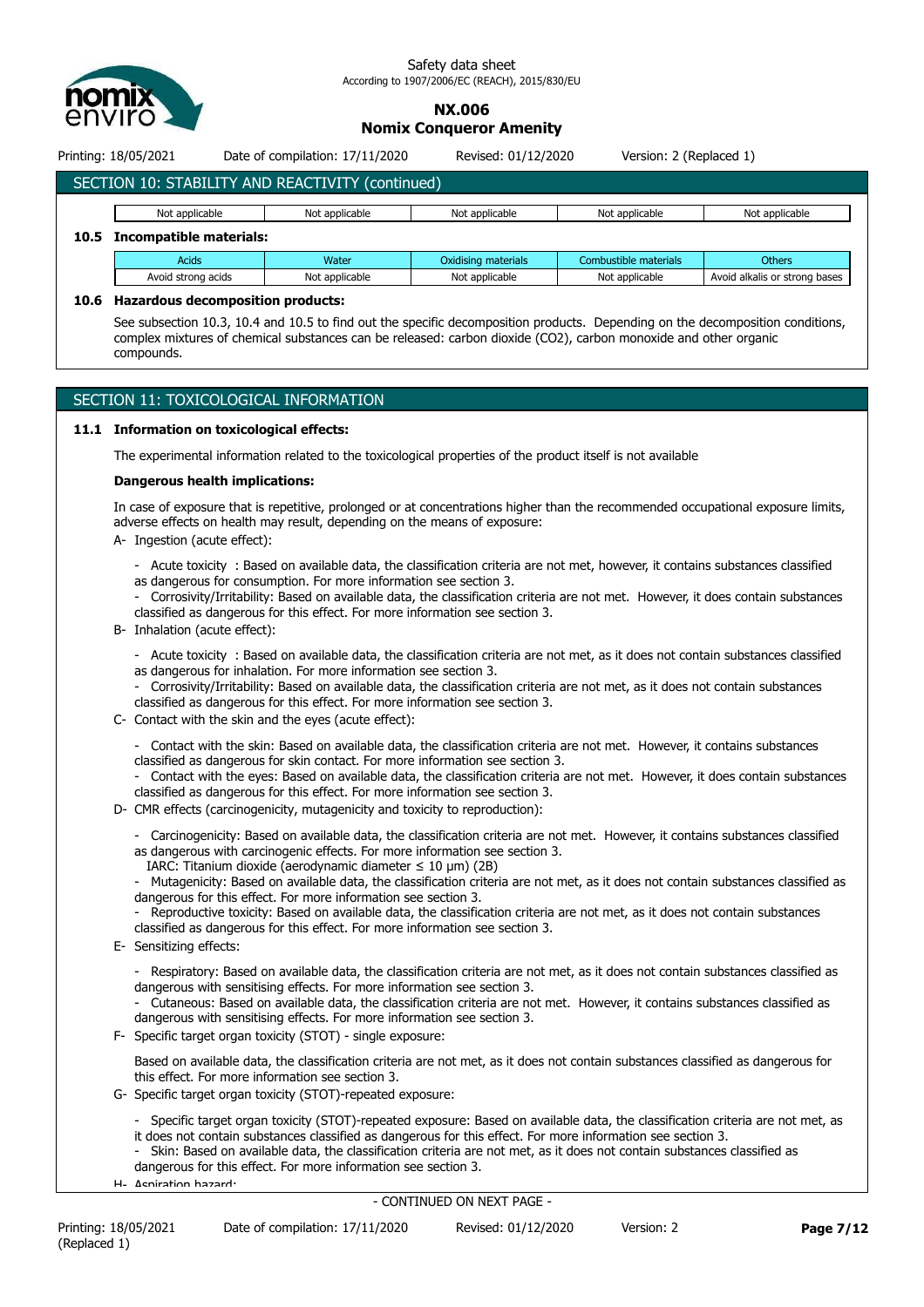## SECTION 10: STABILITY AND REACTIVITY (continued)

| Not applicable | Not applicable | Not applicable | Not applicable | Not applicable |
|---|---|---|---|---|

**10.5 Incompatible materials:**

| Acids | Water | Oxidising materials | Combustible materials | Others |
|---|---|---|---|---|
| Avoid strong acids | Not applicable | Not applicable | Not applicable | Avoid alkalis or strong bases |

**10.6 Hazardous decomposition products:**

See subsection 10.3, 10.4 and 10.5 to find out the specific decomposition products. Depending on the decomposition conditions, complex mixtures of chemical substances can be released: carbon dioxide ($CO_2$), carbon monoxide and other organic compounds.

## SECTION 11: TOXICOLOGICAL INFORMATION

**11.1 Information on toxicological effects:**

The experimental information related to the toxicological properties of the product itself is not available

**Dangerous health implications:**

In case of exposure that is repetitive, prolonged or at concentrations higher than the recommended occupational exposure limits, adverse effects on health may result, depending on the means of exposure:

A- Ingestion (acute effect):

- Acute toxicity : Based on available data, the classification criteria are not met, however, it contains substances classified as dangerous for consumption. For more information see section 3.
- Corrosivity/Irritability: Based on available data, the classification criteria are not met. However, it does contain substances classified as dangerous for this effect. For more information see section 3.

B- Inhalation (acute effect):

- Acute toxicity : Based on available data, the classification criteria are not met, as it does not contain substances classified as dangerous for inhalation. For more information see section 3.
- Corrosivity/Irritability: Based on available data, the classification criteria are not met, as it does not contain substances classified as dangerous for this effect. For more information see section 3.

C- Contact with the skin and the eyes (acute effect):

- Contact with the skin: Based on available data, the classification criteria are not met. However, it contains substances classified as dangerous for skin contact. For more information see section 3.
- Contact with the eyes: Based on available data, the classification criteria are not met. However, it does contain substances classified as dangerous for this effect. For more information see section 3.

D- CMR effects (carcinogenicity, mutagenicity and toxicity to reproduction):

- Carcinogenicity: Based on available data, the classification criteria are not met. However, it contains substances classified as dangerous with carcinogenic effects. For more information see section 3.
  IARC: Titanium dioxide (aerodynamic diameter ≤ 10 μm) (2B)
- Mutagenicity: Based on available data, the classification criteria are not met, as it does not contain substances classified as dangerous for this effect. For more information see section 3.
- Reproductive toxicity: Based on available data, the classification criteria are not met, as it does not contain substances classified as dangerous for this effect. For more information see section 3.

E- Sensitizing effects:

- Respiratory: Based on available data, the classification criteria are not met, as it does not contain substances classified as dangerous with sensitising effects. For more information see section 3.
- Cutaneous: Based on available data, the classification criteria are not met. However, it contains substances classified as dangerous with sensitising effects. For more information see section 3.

F- Specific target organ toxicity (STOT) - single exposure:

Based on available data, the classification criteria are not met, as it does not contain substances classified as dangerous for this effect. For more information see section 3.

G- Specific target organ toxicity (STOT)-repeated exposure:

- Specific target organ toxicity (STOT)-repeated exposure: Based on available data, the classification criteria are not met, as it does not contain substances classified as dangerous for this effect. For more information see section 3.
- Skin: Based on available data, the classification criteria are not met, as it does not contain substances classified as dangerous for this effect. For more information see section 3.

H- Aspiration hazard:

- CONTINUED ON NEXT PAGE -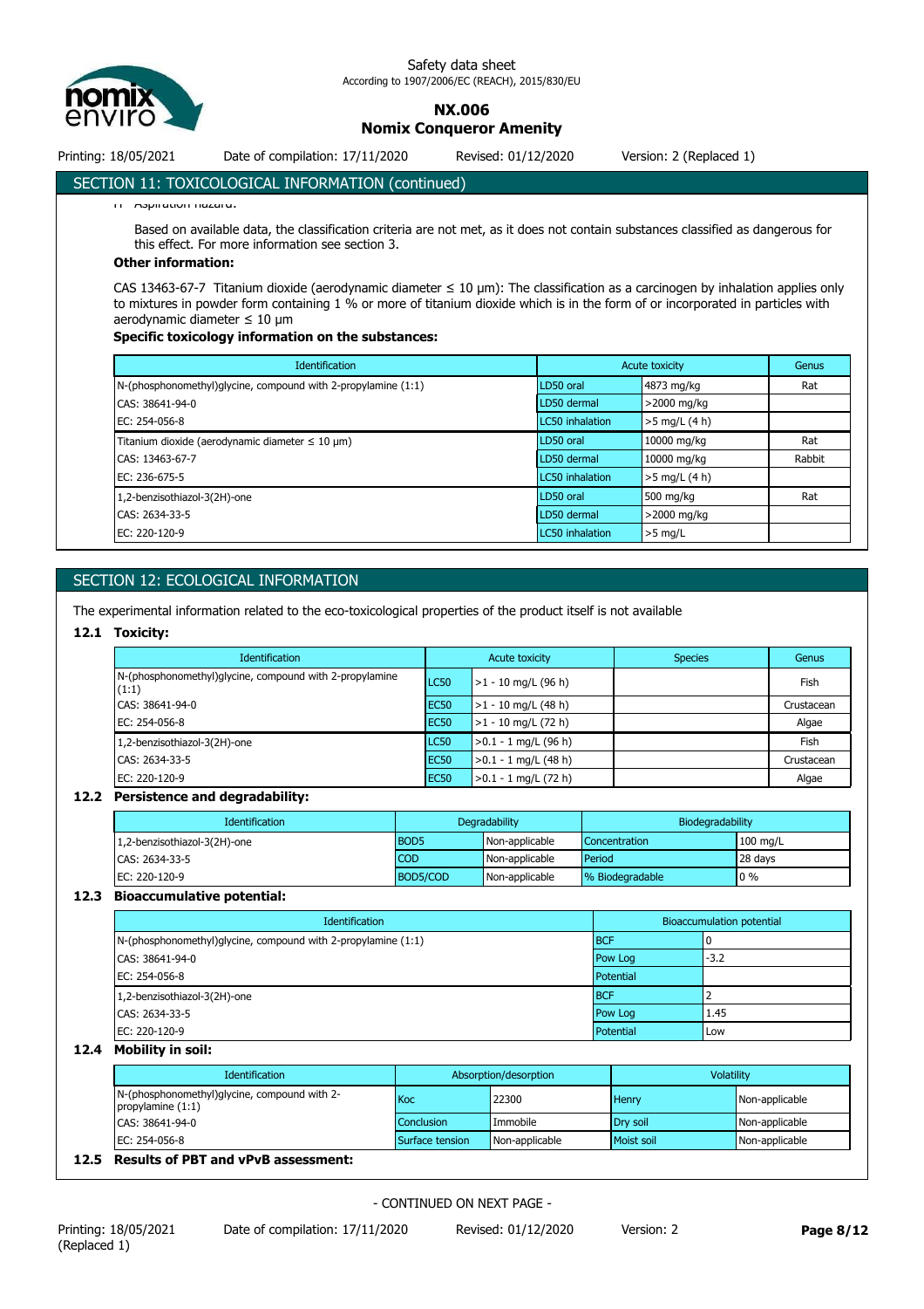## SECTION 11: TOXICOLOGICAL INFORMATION (continued)

H- Aspiration hazard:

Based on available data, the classification criteria are not met, as it does not contain substances classified as dangerous for this effect. For more information see section 3.

**Other information:**

CAS 13463-67-7 Titanium dioxide (aerodynamic diameter ≤ 10 µm): The classification as a carcinogen by inhalation applies only to mixtures in powder form containing 1 % or more of titanium dioxide which is in the form of or incorporated in particles with aerodynamic diameter ≤ 10 µm

**Specific toxicology information on the substances:**

| Identification | Acute toxicity | | Genus |
|---|---|---|---|
| N-(phosphonomethyl)glycine, compound with 2-propylamine (1:1) | LD50 oral | 4873 mg/kg | Rat |
| CAS: 38641-94-0 | LD50 dermal | >2000 mg/kg | |
| EC: 254-056-8 | LC50 inhalation | >5 mg/L (4 h) | |
| Titanium dioxide (aerodynamic diameter ≤ 10 µm) | LD50 oral | 10000 mg/kg | Rat |
| CAS: 13463-67-7 | LD50 dermal | 10000 mg/kg | Rabbit |
| EC: 236-675-5 | LC50 inhalation | >5 mg/L (4 h) | |
| 1,2-benzisothiazol-3(2H)-one | LD50 oral | 500 mg/kg | Rat |
| CAS: 2634-33-5 | LD50 dermal | >2000 mg/kg | |
| EC: 220-120-9 | LC50 inhalation | >5 mg/L | |

## SECTION 12: ECOLOGICAL INFORMATION

The experimental information related to the eco-toxicological properties of the product itself is not available

### 12.1 Toxicity:

| Identification | Acute toxicity | | Species | Genus |
|---|---|---|---|---|
| N-(phosphonomethyl)glycine, compound with 2-propylamine (1:1) | LC50 | >1 - 10 mg/L (96 h) | | Fish |
| CAS: 38641-94-0 | EC50 | >1 - 10 mg/L (48 h) | | Crustacean |
| EC: 254-056-8 | EC50 | >1 - 10 mg/L (72 h) | | Algae |
| 1,2-benzisothiazol-3(2H)-one | LC50 | >0.1 - 1 mg/L (96 h) | | Fish |
| CAS: 2634-33-5 | EC50 | >0.1 - 1 mg/L (48 h) | | Crustacean |
| EC: 220-120-9 | EC50 | >0.1 - 1 mg/L (72 h) | | Algae |

### 12.2 Persistence and degradability:

| Identification | Degradability | | Biodegradability | |
|---|---|---|---|---|
| 1,2-benzisothiazol-3(2H)-one | BOD5 | Non-applicable | Concentration | 100 mg/L |
| CAS: 2634-33-5 | COD | Non-applicable | Period | 28 days |
| EC: 220-120-9 | BOD5/COD | Non-applicable | % Biodegradable | 0 % |

### 12.3 Bioaccumulative potential:

| Identification | Bioaccumulation potential | |
|---|---|---|
| N-(phosphonomethyl)glycine, compound with 2-propylamine (1:1) | BCF | 0 |
| CAS: 38641-94-0 | Pow Log | -3.2 |
| EC: 254-056-8 | Potential | |
| 1,2-benzisothiazol-3(2H)-one | BCF | 2 |
| CAS: 2634-33-5 | Pow Log | 1.45 |
| EC: 220-120-9 | Potential | Low |

### 12.4 Mobility in soil:

| Identification | Absorption/desorption | | Volatility | |
|---|---|---|---|---|
| N-(phosphonomethyl)glycine, compound with 2-propylamine (1:1) | Koc | 22300 | Henry | Non-applicable |
| CAS: 38641-94-0 | Conclusion | Immobile | Dry soil | Non-applicable |
| EC: 254-056-8 | Surface tension | Non-applicable | Moist soil | Non-applicable |

### 12.5 Results of PBT and vPvB assessment:

- CONTINUED ON NEXT PAGE -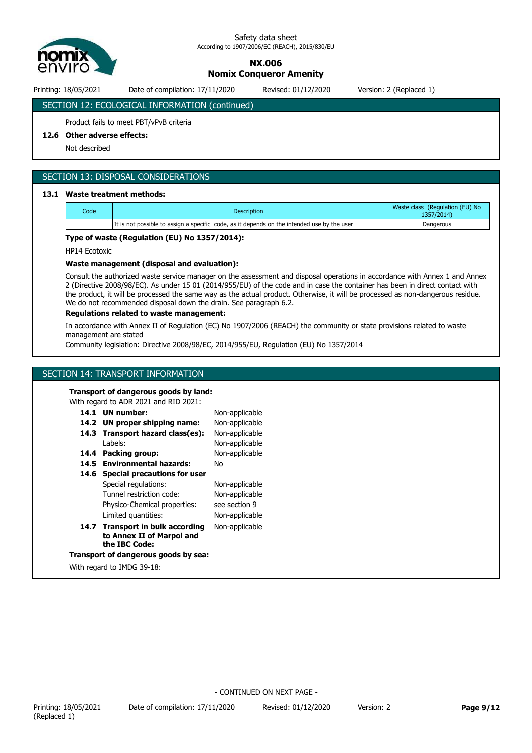## SECTION 12: ECOLOGICAL INFORMATION (continued)

Product fails to meet PBT/vPvB criteria

**12.6 Other adverse effects:**

Not described

## SECTION 13: DISPOSAL CONSIDERATIONS

**13.1 Waste treatment methods:**

| Code | Description | Waste class (Regulation (EU) No 1357/2014) |
|---|---|---|
| | It is not possible to assign a specific code, as it depends on the intended use by the user | Dangerous |

**Type of waste (Regulation (EU) No 1357/2014):**

HP14 Ecotoxic

**Waste management (disposal and evaluation):**

Consult the authorized waste service manager on the assessment and disposal operations in accordance with Annex 1 and Annex 2 (Directive 2008/98/EC). As under 15 01 (2014/955/EU) of the code and in case the container has been in direct contact with the product, it will be processed the same way as the actual product. Otherwise, it will be processed as non-dangerous residue. We do not recommended disposal down the drain. See paragraph 6.2.

**Regulations related to waste management:**

In accordance with Annex II of Regulation (EC) No 1907/2006 (REACH) the community or state provisions related to waste management are stated

Community legislation: Directive 2008/98/EC, 2014/955/EU, Regulation (EU) No 1357/2014

## SECTION 14: TRANSPORT INFORMATION

**Transport of dangerous goods by land:**

With regard to ADR 2021 and RID 2021:

- **14.1 UN number:** Non-applicable
- **14.2 UN proper shipping name:** Non-applicable
- **14.3 Transport hazard class(es):** Non-applicable
  - Labels: Non-applicable
- **14.4 Packing group:** Non-applicable
- **14.5 Environmental hazards:** No
- **14.6 Special precautions for user**
  - Special regulations: Non-applicable
  - Tunnel restriction code: Non-applicable
  - Physico-Chemical properties: see section 9
  - Limited quantities: Non-applicable
- **14.7 Transport in bulk according to Annex II of Marpol and the IBC Code:** Non-applicable

**Transport of dangerous goods by sea:**

With regard to IMDG 39-18: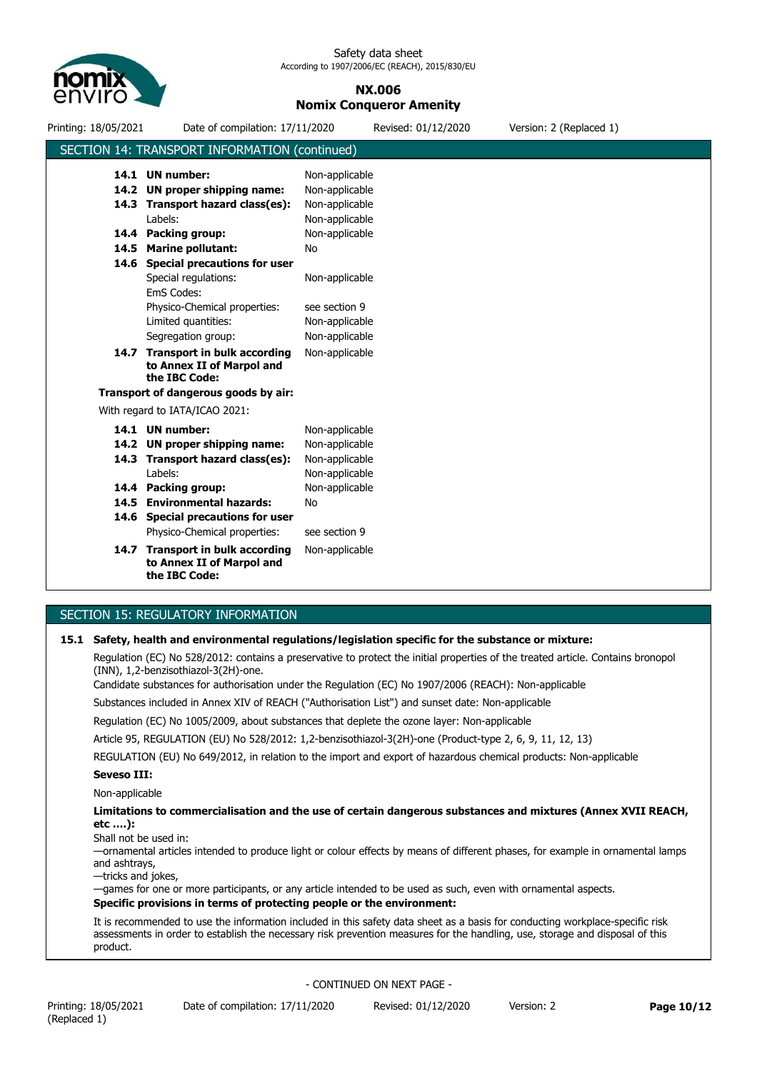## SECTION 14: TRANSPORT INFORMATION (continued)

| | |
|---|---|
| **14.1 UN number:** | Non-applicable |
| **14.2 UN proper shipping name:** | Non-applicable |
| **14.3 Transport hazard class(es):** | Non-applicable |
| Labels: | Non-applicable |
| **14.4 Packing group:** | Non-applicable |
| **14.5 Marine pollutant:** | No |
| **14.6 Special precautions for user** | |
| Special regulations: | Non-applicable |
| EmS Codes: | |
| Physico-Chemical properties: | see section 9 |
| Limited quantities: | Non-applicable |
| Segregation group: | Non-applicable |
| **14.7 Transport in bulk according to Annex II of Marpol and the IBC Code:** | Non-applicable |

**Transport of dangerous goods by air:**

With regard to IATA/ICAO 2021:

| | |
|---|---|
| **14.1 UN number:** | Non-applicable |
| **14.2 UN proper shipping name:** | Non-applicable |
| **14.3 Transport hazard class(es):** | Non-applicable |
| Labels: | Non-applicable |
| **14.4 Packing group:** | Non-applicable |
| **14.5 Environmental hazards:** | No |
| **14.6 Special precautions for user** | |
| Physico-Chemical properties: | see section 9 |
| **14.7 Transport in bulk according to Annex II of Marpol and the IBC Code:** | Non-applicable |

## SECTION 15: REGULATORY INFORMATION

**15.1 Safety, health and environmental regulations/legislation specific for the substance or mixture:**

Regulation (EC) No 528/2012: contains a preservative to protect the initial properties of the treated article. Contains bronopol (INN), 1,2-benzisothiazol-3(2H)-one.

Candidate substances for authorisation under the Regulation (EC) No 1907/2006 (REACH): Non-applicable

Substances included in Annex XIV of REACH ("Authorisation List") and sunset date: Non-applicable

Regulation (EC) No 1005/2009, about substances that deplete the ozone layer: Non-applicable

Article 95, REGULATION (EU) No 528/2012: 1,2-benzisothiazol-3(2H)-one (Product-type 2, 6, 9, 11, 12, 13)

REGULATION (EU) No 649/2012, in relation to the import and export of hazardous chemical products: Non-applicable

**Seveso III:**

Non-applicable

**Limitations to commercialisation and the use of certain dangerous substances and mixtures (Annex XVII REACH, etc ….):**

Shall not be used in:

—ornamental articles intended to produce light or colour effects by means of different phases, for example in ornamental lamps and ashtrays,

—tricks and jokes,

—games for one or more participants, or any article intended to be used as such, even with ornamental aspects.

**Specific provisions in terms of protecting people or the environment:**

It is recommended to use the information included in this safety data sheet as a basis for conducting workplace-specific risk assessments in order to establish the necessary risk prevention measures for the handling, use, storage and disposal of this product.

- CONTINUED ON NEXT PAGE -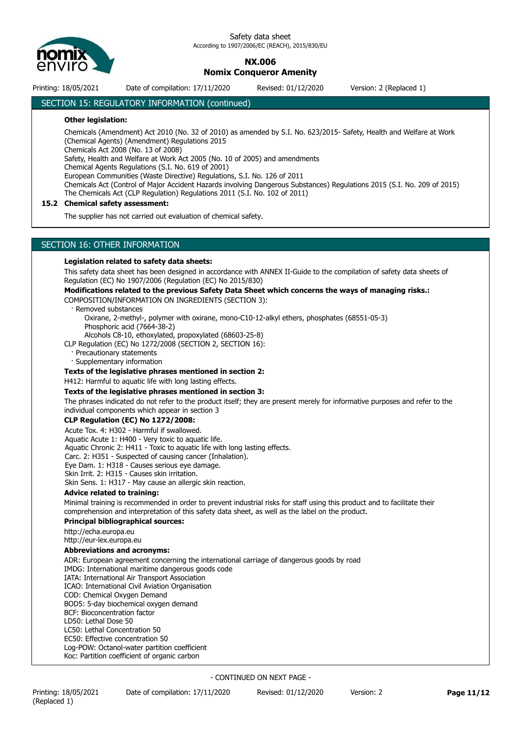## SECTION 15: REGULATORY INFORMATION (continued)

**Other legislation:**

Chemicals (Amendment) Act 2010 (No. 32 of 2010) as amended by S.I. No. 623/2015- Safety, Health and Welfare at Work (Chemical Agents) (Amendment) Regulations 2015
Chemicals Act 2008 (No. 13 of 2008)
Safety, Health and Welfare at Work Act 2005 (No. 10 of 2005) and amendments
Chemical Agents Regulations (S.I. No. 619 of 2001)
European Communities (Waste Directive) Regulations, S.I. No. 126 of 2011
Chemicals Act (Control of Major Accident Hazards involving Dangerous Substances) Regulations 2015 (S.I. No. 209 of 2015)
The Chemicals Act (CLP Regulation) Regulations 2011 (S.I. No. 102 of 2011)

### 15.2 Chemical safety assessment:

The supplier has not carried out evaluation of chemical safety.

## SECTION 16: OTHER INFORMATION

**Legislation related to safety data sheets:**

This safety data sheet has been designed in accordance with ANNEX II-Guide to the compilation of safety data sheets of Regulation (EC) No 1907/2006 (Regulation (EC) No 2015/830)

**Modifications related to the previous Safety Data Sheet which concerns the ways of managing risks.:**

COMPOSITION/INFORMATION ON INGREDIENTS (SECTION 3):

- Removed substances
  - Oxirane, 2-methyl-, polymer with oxirane, mono-C10-12-alkyl ethers, phosphates (68551-05-3)
  - Phosphoric acid (7664-38-2)
  - Alcohols C8-10, ethoxylated, propoxylated (68603-25-8)

CLP Regulation (EC) No 1272/2008 (SECTION 2, SECTION 16):

- Precautionary statements
- Supplementary information

**Texts of the legislative phrases mentioned in section 2:**

H412: Harmful to aquatic life with long lasting effects.

**Texts of the legislative phrases mentioned in section 3:**

The phrases indicated do not refer to the product itself; they are present merely for informative purposes and refer to the individual components which appear in section 3

**CLP Regulation (EC) No 1272/2008:**

Acute Tox. 4: H302 - Harmful if swallowed.
Aquatic Acute 1: H400 - Very toxic to aquatic life.
Aquatic Chronic 2: H411 - Toxic to aquatic life with long lasting effects.
Carc. 2: H351 - Suspected of causing cancer (Inhalation).
Eye Dam. 1: H318 - Causes serious eye damage.
Skin Irrit. 2: H315 - Causes skin irritation.
Skin Sens. 1: H317 - May cause an allergic skin reaction.

**Advice related to training:**

Minimal training is recommended in order to prevent industrial risks for staff using this product and to facilitate their comprehension and interpretation of this safety data sheet, as well as the label on the product.

**Principal bibliographical sources:**

http://echa.europa.eu
http://eur-lex.europa.eu

**Abbreviations and acronyms:**

ADR: European agreement concerning the international carriage of dangerous goods by road
IMDG: International maritime dangerous goods code
IATA: International Air Transport Association
ICAO: International Civil Aviation Organisation
COD: Chemical Oxygen Demand
BOD5: 5-day biochemical oxygen demand
BCF: Bioconcentration factor
LD50: Lethal Dose 50
LC50: Lethal Concentration 50
EC50: Effective concentration 50
Log-POW: Octanol-water partition coefficient
Koc: Partition coefficient of organic carbon

- CONTINUED ON NEXT PAGE -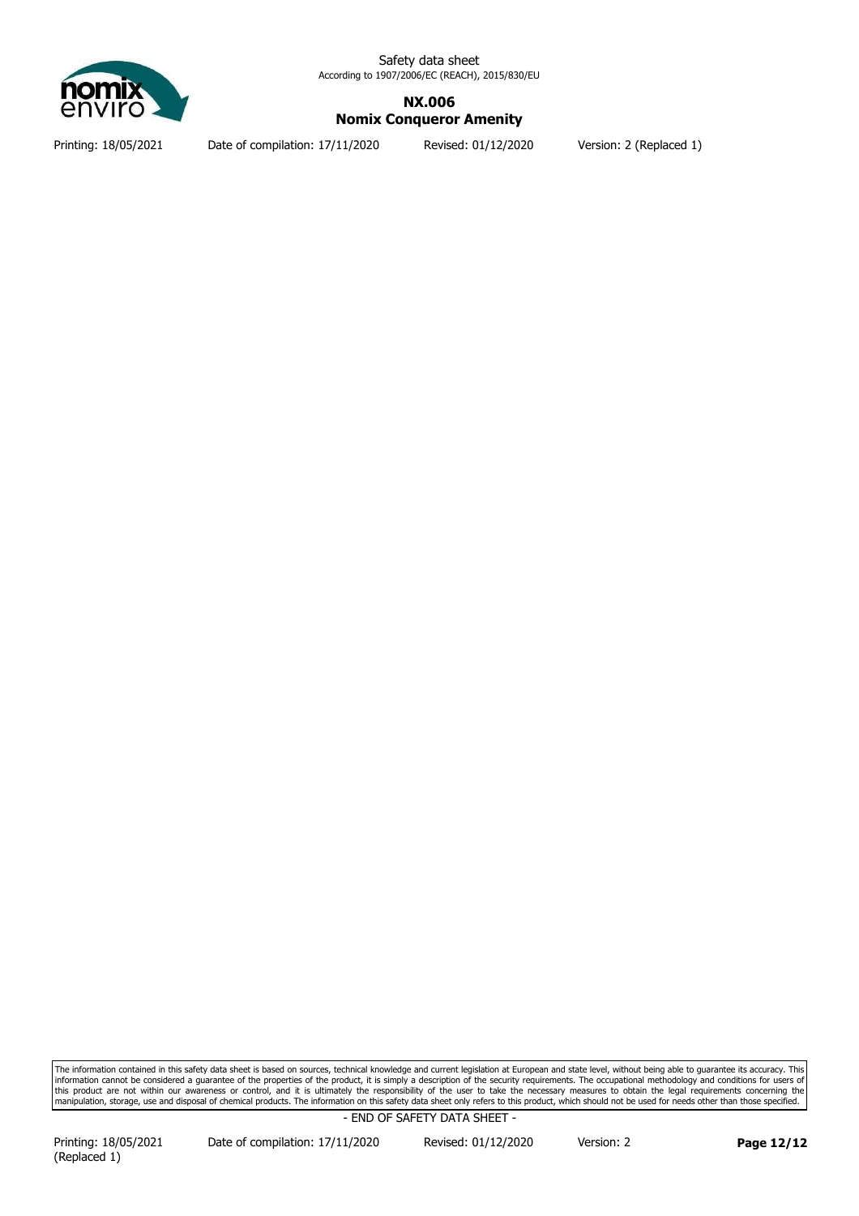The information contained in this safety data sheet is based on sources, technical knowledge and current legislation at European and state level, without being able to guarantee its accuracy. This information cannot be considered a guarantee of the properties of the product, it is simply a description of the security requirements. The occupational methodology and conditions for users of this product are not within our awareness or control, and it is ultimately the responsibility of the user to take the necessary measures to obtain the legal requirements concerning the manipulation, storage, use and disposal of chemical products. The information on this safety data sheet only refers to this product, which should not be used for needs other than those specified.

\- END OF SAFETY DATA SHEET -